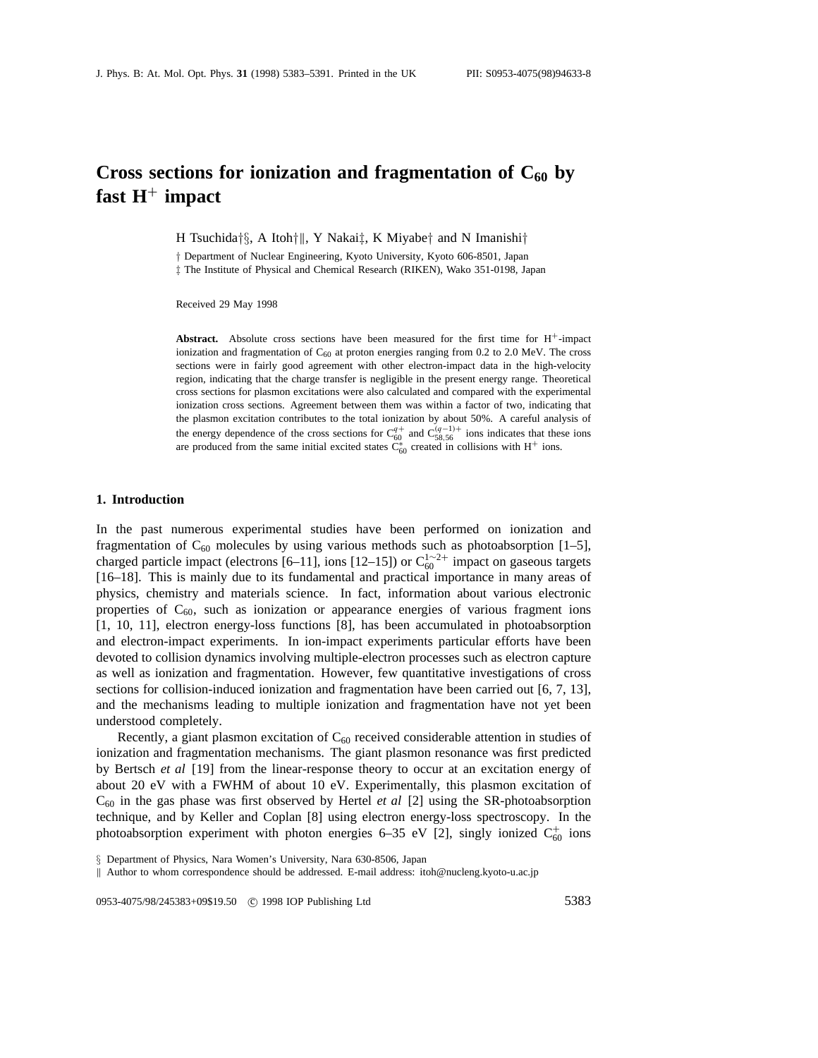# Cross sections for ionization and fragmentation of $C_{60}$ by fast $H^+$ impact

H Tsuchida†§, A Itoh†‖, Y Nakai‡, K Miyabe† and N Imanishi†

† Department of Nuclear Engineering, Kyoto University, Kyoto 606-8501, Japan

‡ The Institute of Physical and Chemical Research (RIKEN), Wako 351-0198, Japan

Received 29 May 1998

**Abstract.** Absolute cross sections have been measured for the first time for $H^+$-impact ionization and fragmentation of $C_{60}$ at proton energies ranging from 0.2 to 2.0 MeV. The cross sections were in fairly good agreement with other electron-impact data in the high-velocity region, indicating that the charge transfer is negligible in the present energy range. Theoretical cross sections for plasmon excitations were also calculated and compared with the experimental ionization cross sections. Agreement between them was within a factor of two, indicating that the plasmon excitation contributes to the total ionization by about 50%. A careful analysis of the energy dependence of the cross sections for $C_{60}^{q+}$ and $C_{58,56}^{(q-1)+}$ ions indicates that these ions are produced from the same initial excited states $C_{60}^{*}$ created in collisions with $H^+$ ions.

## 1. Introduction

In the past numerous experimental studies have been performed on ionization and fragmentation of $C_{60}$ molecules by using various methods such as photoabsorption [1–5], charged particle impact (electrons [6–11], ions [12–15]) or $C_{60}^{1\sim2+}$ impact on gaseous targets [16–18]. This is mainly due to its fundamental and practical importance in many areas of physics, chemistry and materials science. In fact, information about various electronic properties of $C_{60}$, such as ionization or appearance energies of various fragment ions [1, 10, 11], electron energy-loss functions [8], has been accumulated in photoabsorption and electron-impact experiments. In ion-impact experiments particular efforts have been devoted to collision dynamics involving multiple-electron processes such as electron capture as well as ionization and fragmentation. However, few quantitative investigations of cross sections for collision-induced ionization and fragmentation have been carried out [6, 7, 13], and the mechanisms leading to multiple ionization and fragmentation have not yet been understood completely.

Recently, a giant plasmon excitation of $C_{60}$ received considerable attention in studies of ionization and fragmentation mechanisms. The giant plasmon resonance was first predicted by Bertsch *et al* [19] from the linear-response theory to occur at an excitation energy of about 20 eV with a FWHM of about 10 eV. Experimentally, this plasmon excitation of $C_{60}$ in the gas phase was first observed by Hertel *et al* [2] using the SR-photoabsorption technique, and by Keller and Coplan [8] using electron energy-loss spectroscopy. In the photoabsorption experiment with photon energies 6–35 eV [2], singly ionized $C_{60}^{+}$ ions

§ Department of Physics, Nara Women's University, Nara 630-8506, Japan

‖ Author to whom correspondence should be addressed. E-mail address: itoh@nucleng.kyoto-u.ac.jp

0953-4075/98/245383+09$19.50 © 1998 IOP Publishing Ltd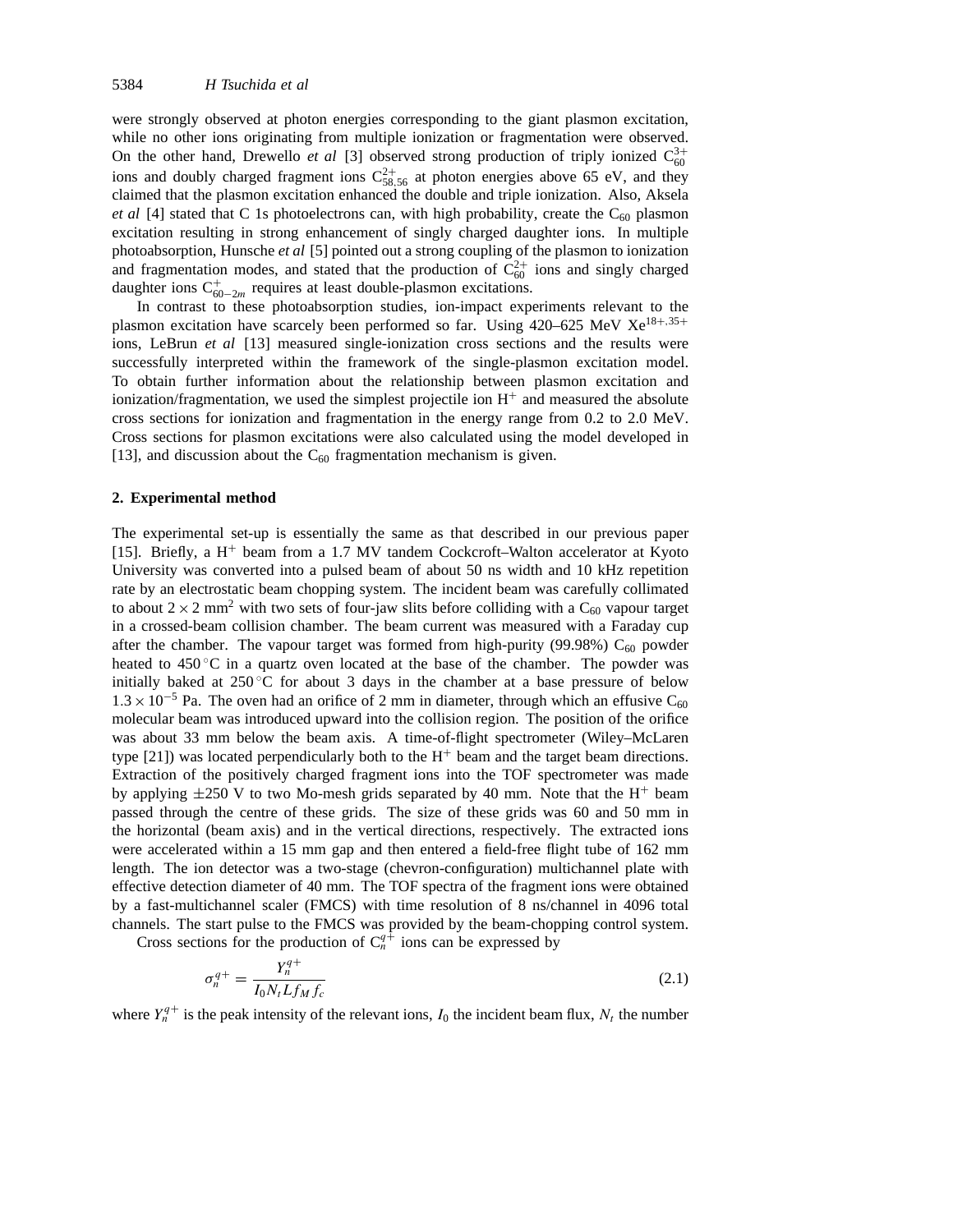were strongly observed at photon energies corresponding to the giant plasmon excitation, while no other ions originating from multiple ionization or fragmentation were observed. On the other hand, Drewello *et al* [3] observed strong production of triply ionized $C_{60}^{3+}$ ions and doubly charged fragment ions $C_{58,56}^{2+}$ at photon energies above 65 eV, and they claimed that the plasmon excitation enhanced the double and triple ionization. Also, Aksela *et al* [4] stated that C 1s photoelectrons can, with high probability, create the $C_{60}$ plasmon excitation resulting in strong enhancement of singly charged daughter ions. In multiple photoabsorption, Hunsche *et al* [5] pointed out a strong coupling of the plasmon to ionization and fragmentation modes, and stated that the production of $C_{60}^{2+}$ ions and singly charged daughter ions $C_{60-2m}^{+}$ requires at least double-plasmon excitations.

In contrast to these photoabsorption studies, ion-impact experiments relevant to the plasmon excitation have scarcely been performed so far. Using 420–625 MeV $Xe^{18+,35+}$ ions, LeBrun *et al* [13] measured single-ionization cross sections and the results were successfully interpreted within the framework of the single-plasmon excitation model. To obtain further information about the relationship between plasmon excitation and ionization/fragmentation, we used the simplest projectile ion $H^+$ and measured the absolute cross sections for ionization and fragmentation in the energy range from 0.2 to 2.0 MeV. Cross sections for plasmon excitations were also calculated using the model developed in [13], and discussion about the $C_{60}$ fragmentation mechanism is given.

## 2. Experimental method

The experimental set-up is essentially the same as that described in our previous paper [15]. Briefly, a $H^+$ beam from a 1.7 MV tandem Cockcroft–Walton accelerator at Kyoto University was converted into a pulsed beam of about 50 ns width and 10 kHz repetition rate by an electrostatic beam chopping system. The incident beam was carefully collimated to about $2 \times 2$ mm$^2$ with two sets of four-jaw slits before colliding with a $C_{60}$ vapour target in a crossed-beam collision chamber. The beam current was measured with a Faraday cup after the chamber. The vapour target was formed from high-purity (99.98%) $C_{60}$ powder heated to 450 °C in a quartz oven located at the base of the chamber. The powder was initially baked at 250 °C for about 3 days in the chamber at a base pressure of below $1.3 \times 10^{-5}$ Pa. The oven had an orifice of 2 mm in diameter, through which an effusive $C_{60}$ molecular beam was introduced upward into the collision region. The position of the orifice was about 33 mm below the beam axis. A time-of-flight spectrometer (Wiley–McLaren type [21]) was located perpendicularly both to the $H^+$ beam and the target beam directions. Extraction of the positively charged fragment ions into the TOF spectrometer was made by applying ±250 V to two Mo-mesh grids separated by 40 mm. Note that the $H^+$ beam passed through the centre of these grids. The size of these grids was 60 and 50 mm in the horizontal (beam axis) and in the vertical directions, respectively. The extracted ions were accelerated within a 15 mm gap and then entered a field-free flight tube of 162 mm length. The ion detector was a two-stage (chevron-configuration) multichannel plate with effective detection diameter of 40 mm. The TOF spectra of the fragment ions were obtained by a fast-multichannel scaler (FMCS) with time resolution of 8 ns/channel in 4096 total channels. The start pulse to the FMCS was provided by the beam-chopping control system.

Cross sections for the production of $C_n^{q+}$ ions can be expressed by

$$\sigma_n^{q+} = \frac{Y_n^{q+}}{I_0 N_t L f_M f_c} \tag{2.1}$$

where $Y_n^{q+}$ is the peak intensity of the relevant ions, $I_0$ the incident beam flux, $N_t$ the number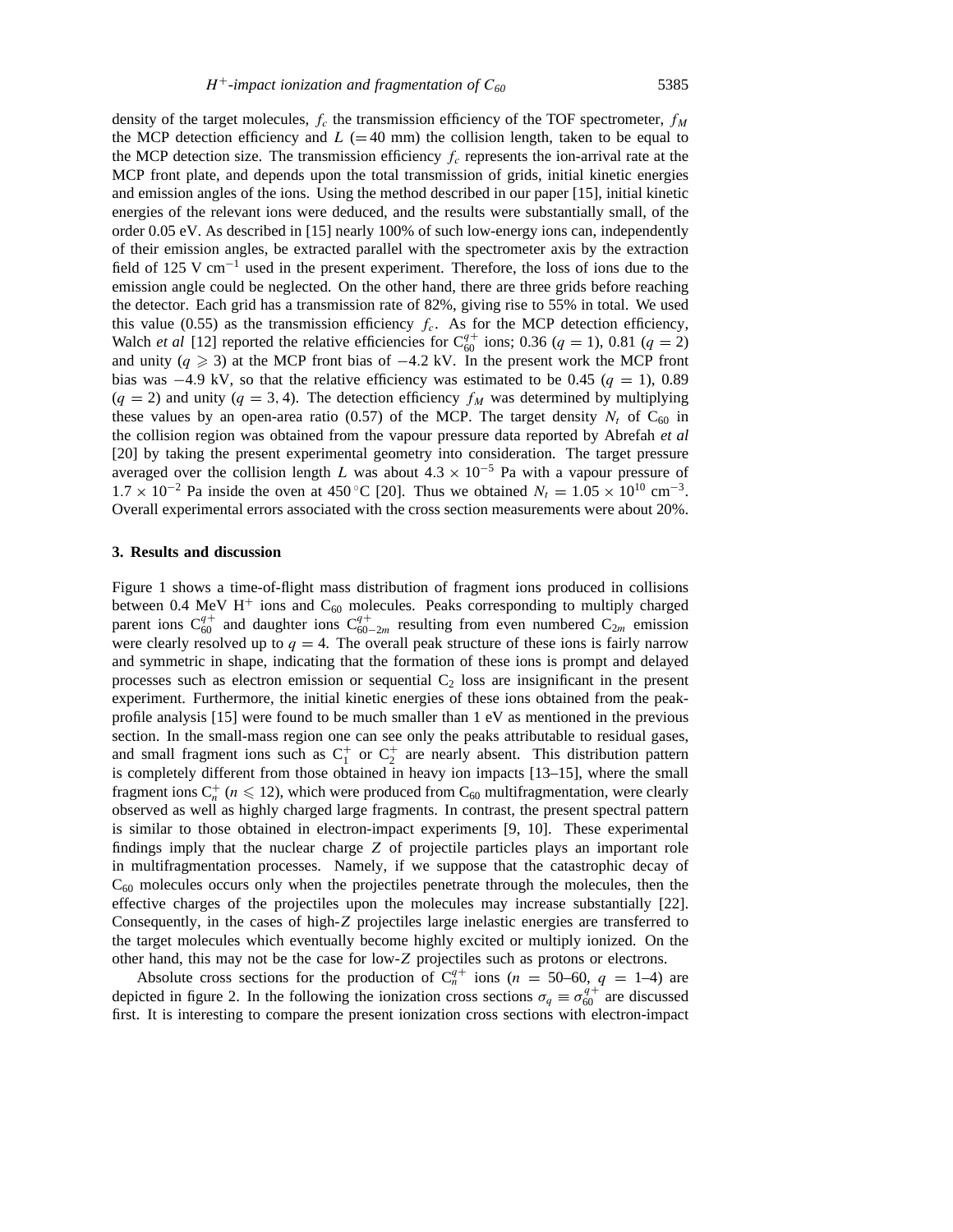density of the target molecules, $f_c$ the transmission efficiency of the TOF spectrometer, $f_M$ the MCP detection efficiency and $L$ (=40 mm) the collision length, taken to be equal to the MCP detection size. The transmission efficiency $f_c$ represents the ion-arrival rate at the MCP front plate, and depends upon the total transmission of grids, initial kinetic energies and emission angles of the ions. Using the method described in our paper [15], initial kinetic energies of the relevant ions were deduced, and the results were substantially small, of the order 0.05 eV. As described in [15] nearly 100% of such low-energy ions can, independently of their emission angles, be extracted parallel with the spectrometer axis by the extraction field of 125 V cm$^{-1}$ used in the present experiment. Therefore, the loss of ions due to the emission angle could be neglected. On the other hand, there are three grids before reaching the detector. Each grid has a transmission rate of 82%, giving rise to 55% in total. We used this value (0.55) as the transmission efficiency $f_c$. As for the MCP detection efficiency, Walch *et al* [12] reported the relative efficiencies for $C_{60}^{q+}$ ions; 0.36 ($q = 1$), 0.81 ($q = 2$) and unity ($q \geqslant 3$) at the MCP front bias of −4.2 kV. In the present work the MCP front bias was −4.9 kV, so that the relative efficiency was estimated to be 0.45 ($q = 1$), 0.89 ($q = 2$) and unity ($q = 3, 4$). The detection efficiency $f_M$ was determined by multiplying these values by an open-area ratio (0.57) of the MCP. The target density $N_t$ of $C_{60}$ in the collision region was obtained from the vapour pressure data reported by Abrefah *et al* [20] by taking the present experimental geometry into consideration. The target pressure averaged over the collision length $L$ was about $4.3 \times 10^{-5}$ Pa with a vapour pressure of $1.7 \times 10^{-2}$ Pa inside the oven at 450 °C [20]. Thus we obtained $N_t = 1.05 \times 10^{10}$ cm$^{-3}$. Overall experimental errors associated with the cross section measurements were about 20%.

## 3. Results and discussion

Figure 1 shows a time-of-flight mass distribution of fragment ions produced in collisions between 0.4 MeV $H^+$ ions and $C_{60}$ molecules. Peaks corresponding to multiply charged parent ions $C_{60}^{q+}$ and daughter ions $C_{60-2m}^{q+}$ resulting from even numbered $C_{2m}$ emission were clearly resolved up to $q = 4$. The overall peak structure of these ions is fairly narrow and symmetric in shape, indicating that the formation of these ions is prompt and delayed processes such as electron emission or sequential $C_2$ loss are insignificant in the present experiment. Furthermore, the initial kinetic energies of these ions obtained from the peak-profile analysis [15] were found to be much smaller than 1 eV as mentioned in the previous section. In the small-mass region one can see only the peaks attributable to residual gases, and small fragment ions such as $C_1^+$ or $C_2^+$ are nearly absent. This distribution pattern is completely different from those obtained in heavy ion impacts [13–15], where the small fragment ions $C_n^+$ ($n \leqslant 12$), which were produced from $C_{60}$ multifragmentation, were clearly observed as well as highly charged large fragments. In contrast, the present spectral pattern is similar to those obtained in electron-impact experiments [9, 10]. These experimental findings imply that the nuclear charge $Z$ of projectile particles plays an important role in multifragmentation processes. Namely, if we suppose that the catastrophic decay of $C_{60}$ molecules occurs only when the projectiles penetrate through the molecules, then the effective charges of the projectiles upon the molecules may increase substantially [22]. Consequently, in the cases of high-$Z$ projectiles large inelastic energies are transferred to the target molecules which eventually become highly excited or multiply ionized. On the other hand, this may not be the case for low-$Z$ projectiles such as protons or electrons.

Absolute cross sections for the production of $C_n^{q+}$ ions ($n = 50$–60, $q = 1$–4) are depicted in figure 2. In the following the ionization cross sections $\sigma_q \equiv \sigma_{60}^{q+}$ are discussed first. It is interesting to compare the present ionization cross sections with electron-impact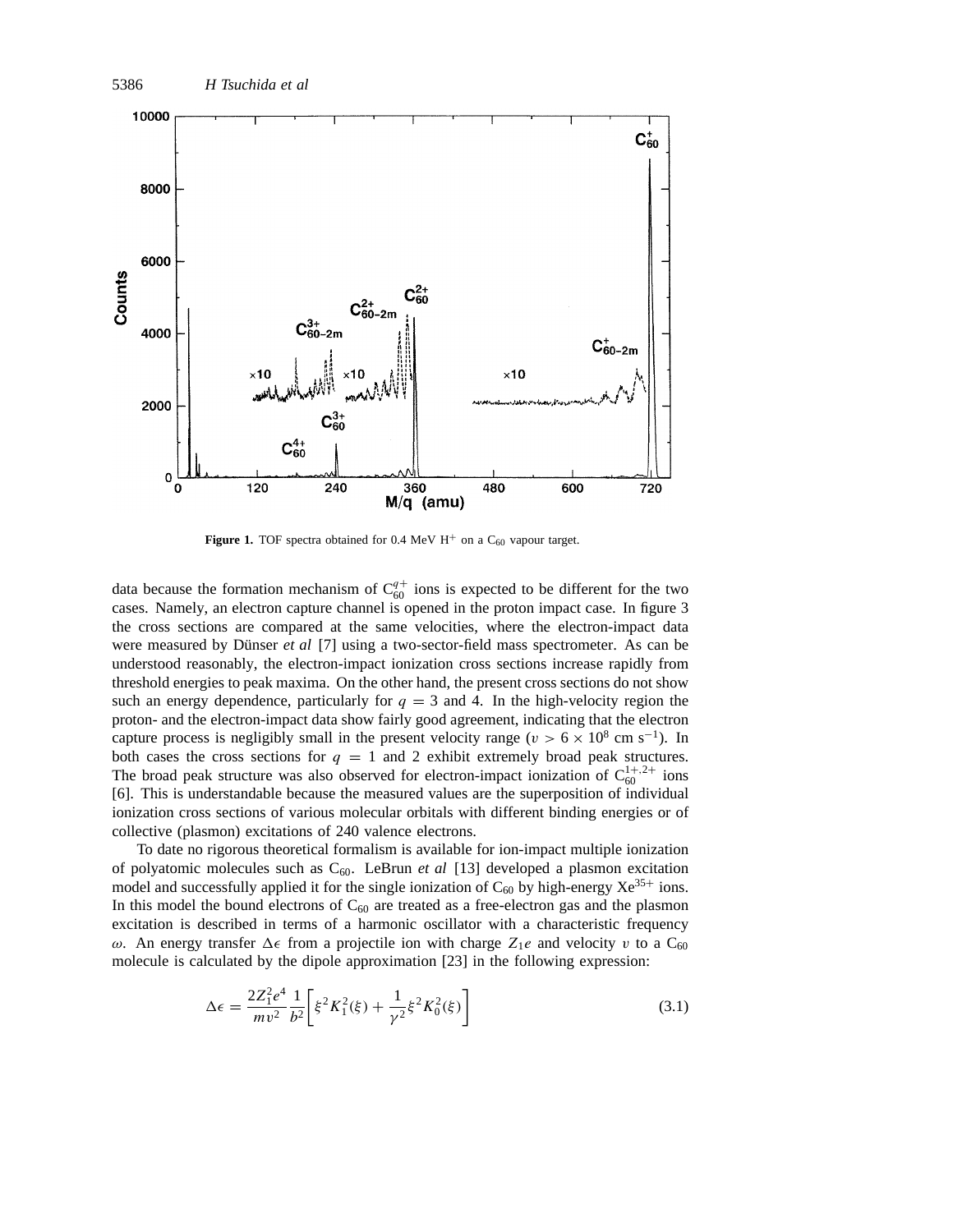**Figure 1.** TOF spectra obtained for 0.4 MeV $H^+$ on a $C_{60}$ vapour target.

data because the formation mechanism of $C_{60}^{q+}$ ions is expected to be different for the two cases. Namely, an electron capture channel is opened in the proton impact case. In figure 3 the cross sections are compared at the same velocities, where the electron-impact data were measured by Dünser *et al* [7] using a two-sector-field mass spectrometer. As can be understood reasonably, the electron-impact ionization cross sections increase rapidly from threshold energies to peak maxima. On the other hand, the present cross sections do not show such an energy dependence, particularly for $q = 3$ and 4. In the high-velocity region the proton- and the electron-impact data show fairly good agreement, indicating that the electron capture process is negligibly small in the present velocity range ($v > 6 \times 10^8$ cm s$^{-1}$). In both cases the cross sections for $q = 1$ and 2 exhibit extremely broad peak structures. The broad peak structure was also observed for electron-impact ionization of $C_{60}^{1+,2+}$ ions [6]. This is understandable because the measured values are the superposition of individual ionization cross sections of various molecular orbitals with different binding energies or of collective (plasmon) excitations of 240 valence electrons.

To date no rigorous theoretical formalism is available for ion-impact multiple ionization of polyatomic molecules such as $C_{60}$. LeBrun *et al* [13] developed a plasmon excitation model and successfully applied it for the single ionization of $C_{60}$ by high-energy $Xe^{35+}$ ions. In this model the bound electrons of $C_{60}$ are treated as a free-electron gas and the plasmon excitation is described in terms of a harmonic oscillator with a characteristic frequency $\omega$. An energy transfer $\Delta\epsilon$ from a projectile ion with charge $Z_1 e$ and velocity $v$ to a $C_{60}$ molecule is calculated by the dipole approximation [23] in the following expression:

$$\Delta\epsilon = \frac{2Z_1^2 e^4}{mv^2}\frac{1}{b^2}\left[\xi^2 K_1^2(\xi) + \frac{1}{\gamma^2}\xi^2 K_0^2(\xi)\right] \tag{3.1}$$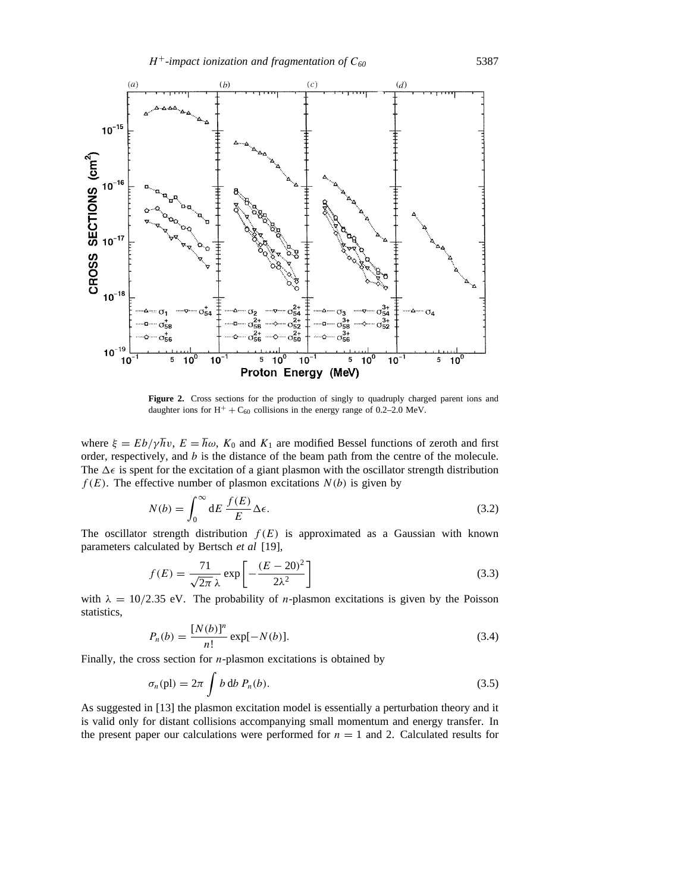**Figure 2.** Cross sections for the production of singly to quadruply charged parent ions and daughter ions for $H^+ + C_{60}$ collisions in the energy range of 0.2–2.0 MeV.

where $\xi = Eb/\gamma\hbar v$, $E = \hbar\omega$, $K_0$ and $K_1$ are modified Bessel functions of zeroth and first order, respectively, and $b$ is the distance of the beam path from the centre of the molecule. The $\Delta\epsilon$ is spent for the excitation of a giant plasmon with the oscillator strength distribution $f(E)$. The effective number of plasmon excitations $N(b)$ is given by

$$N(b) = \int_0^\infty \mathrm{d}E \, \frac{f(E)}{E} \Delta\epsilon. \tag{3.2}$$

The oscillator strength distribution $f(E)$ is approximated as a Gaussian with known parameters calculated by Bertsch *et al* [19],

$$f(E) = \frac{71}{\sqrt{2\pi}\,\lambda} \exp\left[-\frac{(E-20)^2}{2\lambda^2}\right] \tag{3.3}$$

with $\lambda = 10/2.35$ eV. The probability of $n$-plasmon excitations is given by the Poisson statistics,

$$P_n(b) = \frac{[N(b)]^n}{n!} \exp[-N(b)]. \tag{3.4}$$

Finally, the cross section for $n$-plasmon excitations is obtained by

$$\sigma_n(\mathrm{pl}) = 2\pi \int b \, \mathrm{d}b \, P_n(b). \tag{3.5}$$

As suggested in [13] the plasmon excitation model is essentially a perturbation theory and it is valid only for distant collisions accompanying small momentum and energy transfer. In the present paper our calculations were performed for $n = 1$ and 2. Calculated results for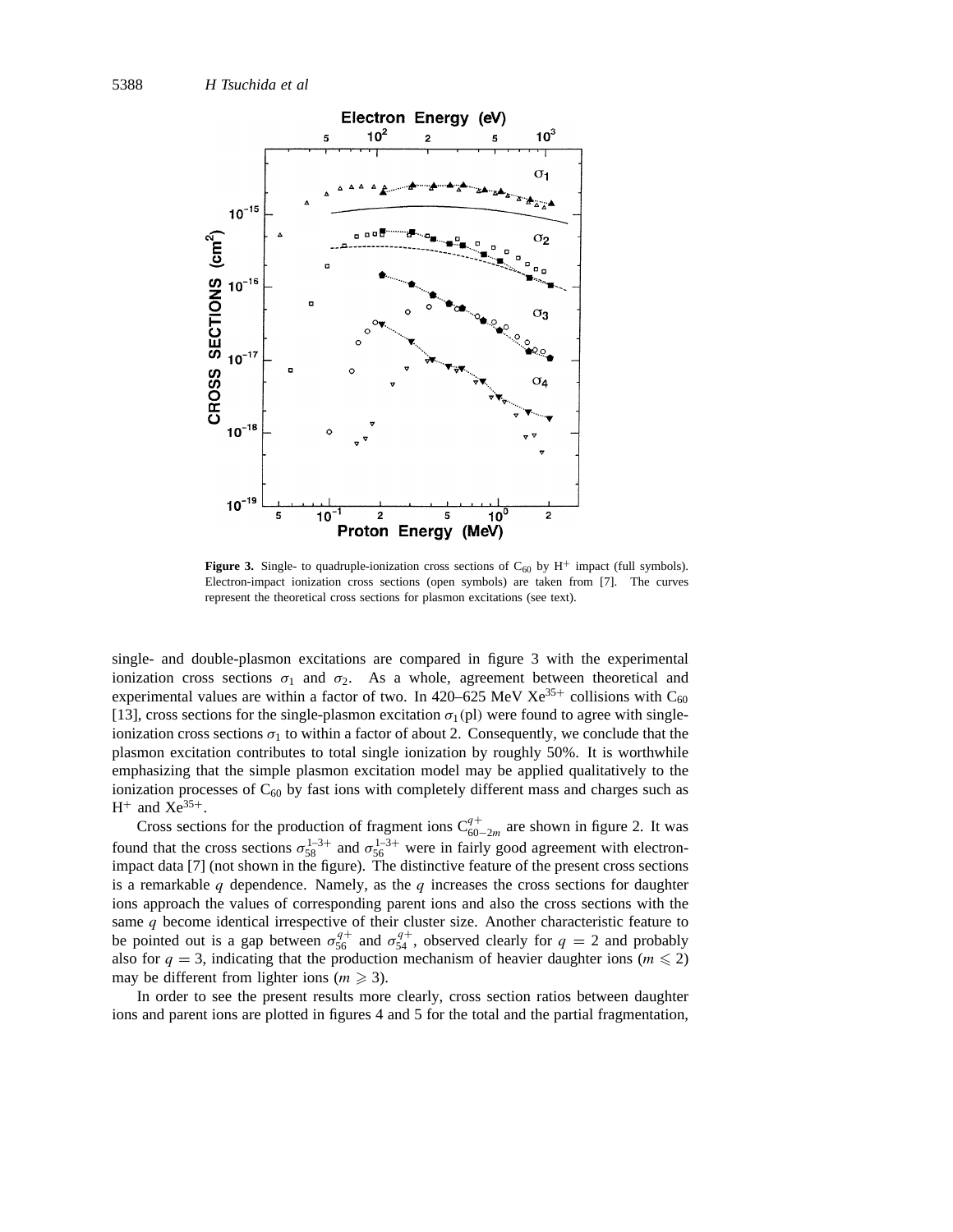**Figure 3.** Single- to quadruple-ionization cross sections of $C_{60}$ by $H^+$ impact (full symbols). Electron-impact ionization cross sections (open symbols) are taken from [7]. The curves represent the theoretical cross sections for plasmon excitations (see text).

single- and double-plasmon excitations are compared in figure 3 with the experimental ionization cross sections $\sigma_1$ and $\sigma_2$. As a whole, agreement between theoretical and experimental values are within a factor of two. In 420–625 MeV $Xe^{35+}$ collisions with $C_{60}$ [13], cross sections for the single-plasmon excitation $\sigma_1(\text{pl})$ were found to agree with single-ionization cross sections $\sigma_1$ to within a factor of about 2. Consequently, we conclude that the plasmon excitation contributes to total single ionization by roughly 50%. It is worthwhile emphasizing that the simple plasmon excitation model may be applied qualitatively to the ionization processes of $C_{60}$ by fast ions with completely different mass and charges such as $H^+$ and $Xe^{35+}$.

Cross sections for the production of fragment ions $C_{60-2m}^{q+}$ are shown in figure 2. It was found that the cross sections $\sigma_{58}^{1\text{–}3+}$ and $\sigma_{56}^{1\text{–}3+}$ were in fairly good agreement with electron-impact data [7] (not shown in the figure). The distinctive feature of the present cross sections is a remarkable $q$ dependence. Namely, as the $q$ increases the cross sections for daughter ions approach the values of corresponding parent ions and also the cross sections with the same $q$ become identical irrespective of their cluster size. Another characteristic feature to be pointed out is a gap between $\sigma_{56}^{q+}$ and $\sigma_{54}^{q+}$, observed clearly for $q = 2$ and probably also for $q = 3$, indicating that the production mechanism of heavier daughter ions ($m \leqslant 2$) may be different from lighter ions ($m \geqslant 3$).

In order to see the present results more clearly, cross section ratios between daughter ions and parent ions are plotted in figures 4 and 5 for the total and the partial fragmentation,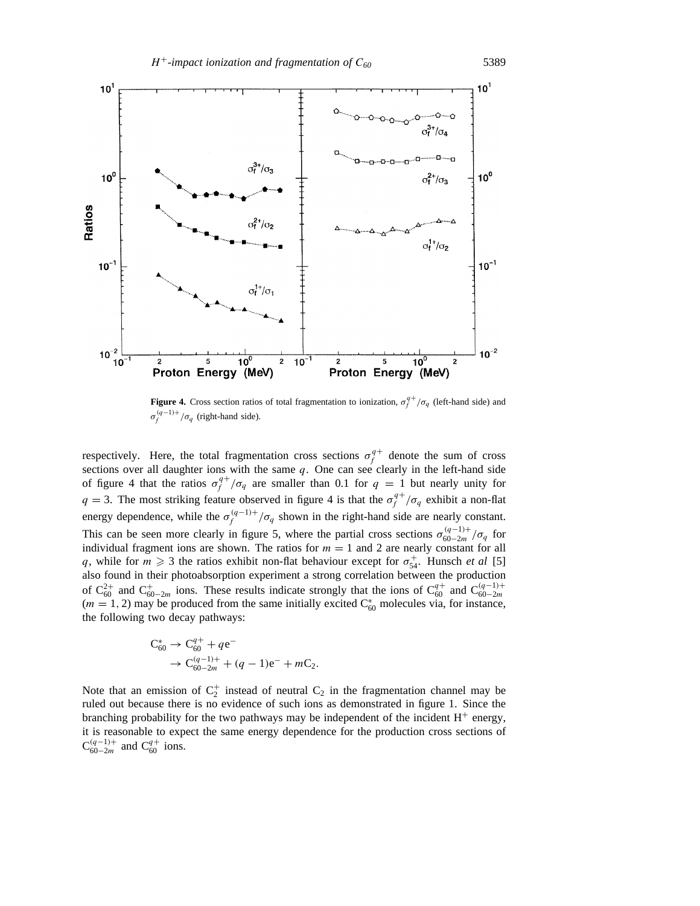**Figure 4.** Cross section ratios of total fragmentation to ionization, $\sigma_f^{q+}/\sigma_q$ (left-hand side) and $\sigma_f^{(q-1)+}/\sigma_q$ (right-hand side).

respectively. Here, the total fragmentation cross sections $\sigma_f^{q+}$ denote the sum of cross sections over all daughter ions with the same $q$. One can see clearly in the left-hand side of figure 4 that the ratios $\sigma_f^{q+}/\sigma_q$ are smaller than 0.1 for $q = 1$ but nearly unity for $q = 3$. The most striking feature observed in figure 4 is that the $\sigma_f^{q+}/\sigma_q$ exhibit a non-flat energy dependence, while the $\sigma_f^{(q-1)+}/\sigma_q$ shown in the right-hand side are nearly constant. This can be seen more clearly in figure 5, where the partial cross sections $\sigma_{60-2m}^{(q-1)+}/\sigma_q$ for individual fragment ions are shown. The ratios for $m = 1$ and 2 are nearly constant for all $q$, while for $m \geqslant 3$ the ratios exhibit non-flat behaviour except for $\sigma_{54}^{+}$. Hunsch *et al* [5] also found in their photoabsorption experiment a strong correlation between the production of $C_{60}^{2+}$ and $C_{60-2m}^{+}$ ions. These results indicate strongly that the ions of $C_{60}^{q+}$ and $C_{60-2m}^{(q-1)+}$ ($m = 1, 2$) may be produced from the same initially excited $C_{60}^{*}$ molecules via, for instance, the following two decay pathways:

$$
\begin{aligned}
C_{60}^{*} &\rightarrow C_{60}^{q+} + q\mathrm{e}^{-} \\
&\rightarrow C_{60-2m}^{(q-1)+} + (q-1)\mathrm{e}^{-} + mC_2.
\end{aligned}
$$

Note that an emission of $C_2^{+}$ instead of neutral $C_2$ in the fragmentation channel may be ruled out because there is no evidence of such ions as demonstrated in figure 1. Since the branching probability for the two pathways may be independent of the incident $H^{+}$ energy, it is reasonable to expect the same energy dependence for the production cross sections of $C_{60-2m}^{(q-1)+}$ and $C_{60}^{q+}$ ions.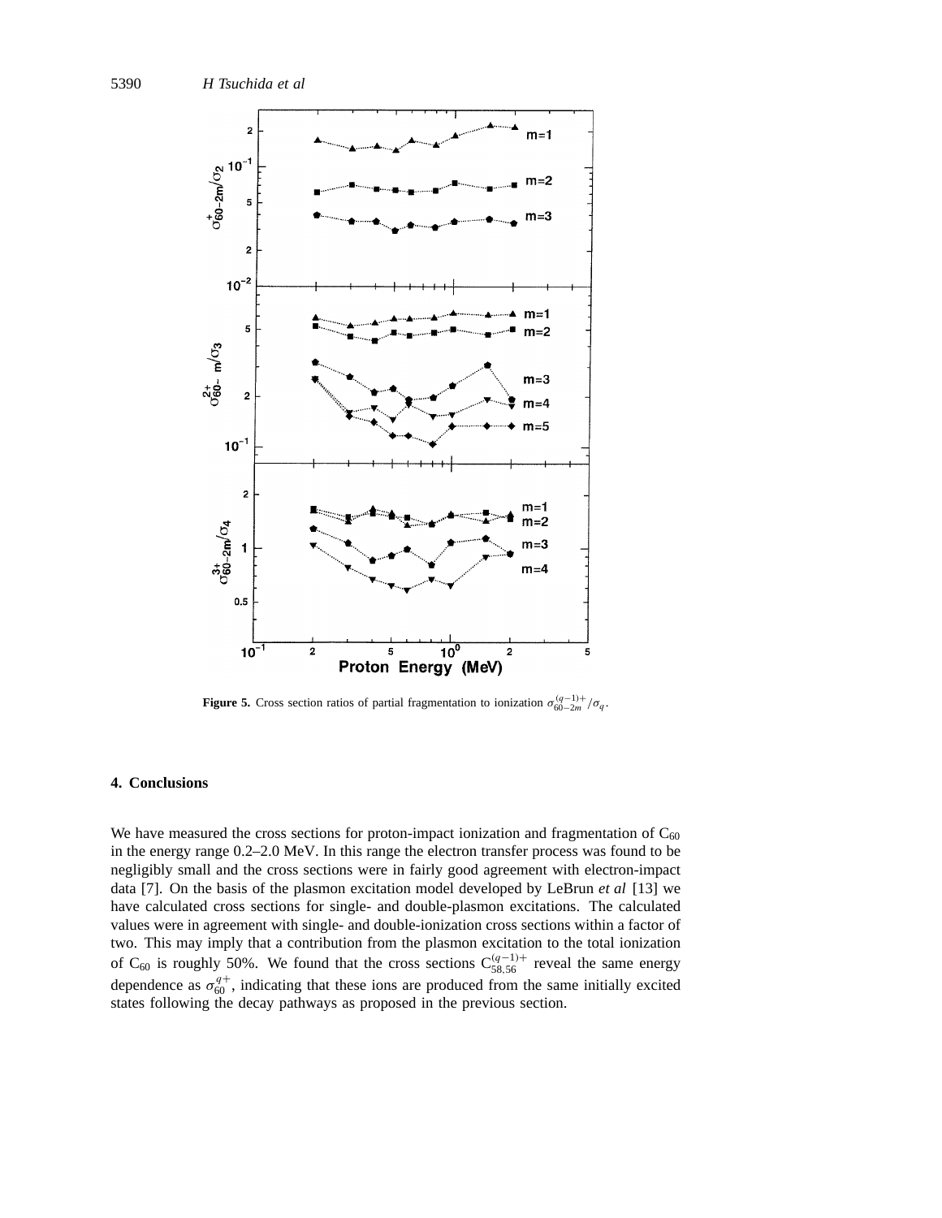**Figure 5.** Cross section ratios of partial fragmentation to ionization $\sigma_{60-2m}^{(q-1)+}/\sigma_q$.

## 4. Conclusions

We have measured the cross sections for proton-impact ionization and fragmentation of $C_{60}$ in the energy range 0.2–2.0 MeV. In this range the electron transfer process was found to be negligibly small and the cross sections were in fairly good agreement with electron-impact data [7]. On the basis of the plasmon excitation model developed by LeBrun *et al* [13] we have calculated cross sections for single- and double-plasmon excitations. The calculated values were in agreement with single- and double-ionization cross sections within a factor of two. This may imply that a contribution from the plasmon excitation to the total ionization of $C_{60}$ is roughly 50%. We found that the cross sections $C_{58,56}^{(q-1)+}$ reveal the same energy dependence as $\sigma_{60}^{q+}$, indicating that these ions are produced from the same initially excited states following the decay pathways as proposed in the previous section.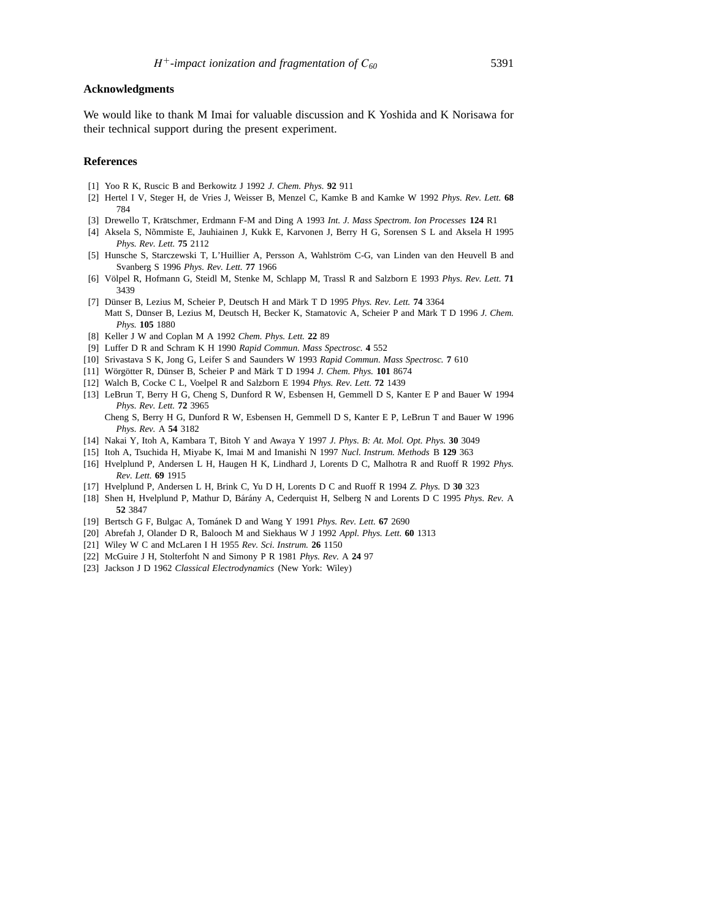## Acknowledgments

We would like to thank M Imai for valuable discussion and K Yoshida and K Norisawa for their technical support during the present experiment.

## References

[1] Yoo R K, Ruscic B and Berkowitz J 1992 *J. Chem. Phys.* **92** 911

[2] Hertel I V, Steger H, de Vries J, Weisser B, Menzel C, Kamke B and Kamke W 1992 *Phys. Rev. Lett.* **68** 784

[3] Drewello T, Krätschmer, Erdmann F-M and Ding A 1993 *Int. J. Mass Spectrom. Ion Processes* **124** R1

[4] Aksela S, Nõmmiste E, Jauhiainen J, Kukk E, Karvonen J, Berry H G, Sorensen S L and Aksela H 1995 *Phys. Rev. Lett.* **75** 2112

[5] Hunsche S, Starczewski T, L'Huillier A, Persson A, Wahlström C-G, van Linden van den Heuvell B and Svanberg S 1996 *Phys. Rev. Lett.* **77** 1966

[6] Völpel R, Hofmann G, Steidl M, Stenke M, Schlapp M, Trassl R and Salzborn E 1993 *Phys. Rev. Lett.* **71** 3439

[7] Dünser B, Lezius M, Scheier P, Deutsch H and Märk T D 1995 *Phys. Rev. Lett.* **74** 3364
Matt S, Dünser B, Lezius M, Deutsch H, Becker K, Stamatovic A, Scheier P and Märk T D 1996 *J. Chem. Phys.* **105** 1880

[8] Keller J W and Coplan M A 1992 *Chem. Phys. Lett.* **22** 89

[9] Luffer D R and Schram K H 1990 *Rapid Commun. Mass Spectrosc.* **4** 552

[10] Srivastava S K, Jong G, Leifer S and Saunders W 1993 *Rapid Commun. Mass Spectrosc.* **7** 610

[11] Wörgötter R, Dünser B, Scheier P and Märk T D 1994 *J. Chem. Phys.* **101** 8674

[12] Walch B, Cocke C L, Voelpel R and Salzborn E 1994 *Phys. Rev. Lett.* **72** 1439

[13] LeBrun T, Berry H G, Cheng S, Dunford R W, Esbensen H, Gemmell D S, Kanter E P and Bauer W 1994 *Phys. Rev. Lett.* **72** 3965
Cheng S, Berry H G, Dunford R W, Esbensen H, Gemmell D S, Kanter E P, LeBrun T and Bauer W 1996 *Phys. Rev.* A **54** 3182

[14] Nakai Y, Itoh A, Kambara T, Bitoh Y and Awaya Y 1997 *J. Phys. B: At. Mol. Opt. Phys.* **30** 3049

[15] Itoh A, Tsuchida H, Miyabe K, Imai M and Imanishi N 1997 *Nucl. Instrum. Methods* B **129** 363

[16] Hvelplund P, Andersen L H, Haugen H K, Lindhard J, Lorents D C, Malhotra R and Ruoff R 1992 *Phys. Rev. Lett.* **69** 1915

[17] Hvelplund P, Andersen L H, Brink C, Yu D H, Lorents D C and Ruoff R 1994 *Z. Phys.* D **30** 323

[18] Shen H, Hvelplund P, Mathur D, Bárány A, Cederquist H, Selberg N and Lorents D C 1995 *Phys. Rev.* A **52** 3847

[19] Bertsch G F, Bulgac A, Tománek D and Wang Y 1991 *Phys. Rev. Lett.* **67** 2690

[20] Abrefah J, Olander D R, Balooch M and Siekhaus W J 1992 *Appl. Phys. Lett.* **60** 1313

[21] Wiley W C and McLaren I H 1955 *Rev. Sci. Instrum.* **26** 1150

[22] McGuire J H, Stolterfoht N and Simony P R 1981 *Phys. Rev.* A **24** 97

[23] Jackson J D 1962 *Classical Electrodynamics* (New York: Wiley)